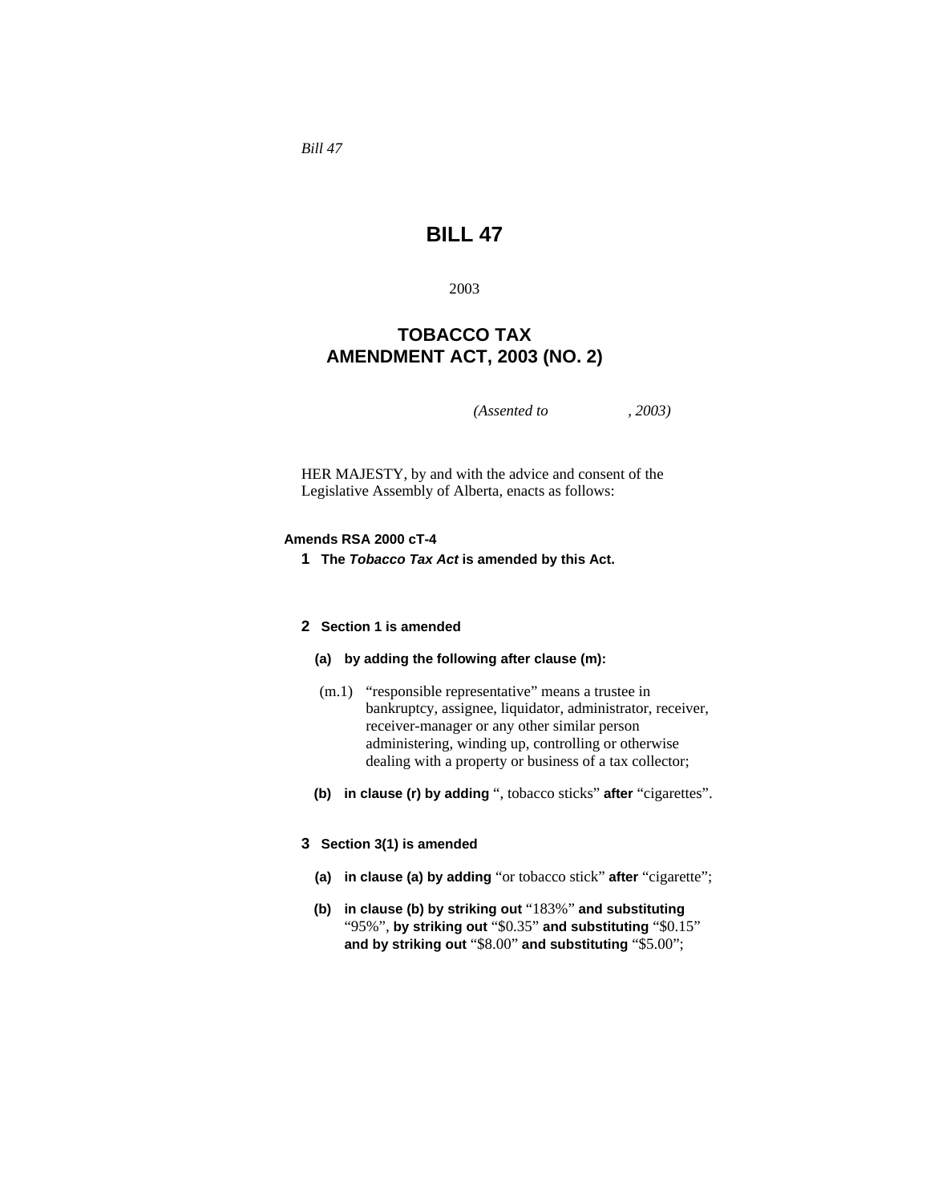*Bill 47*

# BILL 47

2003

## TOBACCO TAX AMENDMENT ACT, 2003 (NO. 2)

*(Assented to , 2003)*

HER MAJESTY, by and with the advice and consent of the Legislative Assembly of Alberta, enacts as follows:

**Amends RSA 2000 cT-4**

**1 The *Tobacco Tax Act* is amended by this Act.**

**2 Section 1 is amended**

**(a) by adding the following after clause (m):**

(m.1) "responsible representative" means a trustee in bankruptcy, assignee, liquidator, administrator, receiver, receiver-manager or any other similar person administering, winding up, controlling or otherwise dealing with a property or business of a tax collector;

**(b) in clause (r) by adding** ", tobacco sticks" **after** "cigarettes".

**3 Section 3(1) is amended**

**(a) in clause (a) by adding** "or tobacco stick" **after** "cigarette";

**(b) in clause (b) by striking out** "183%" **and substituting** "95%", **by striking out** "$0.35" **and substituting** "$0.15" **and by striking out** "$8.00" **and substituting** "$5.00";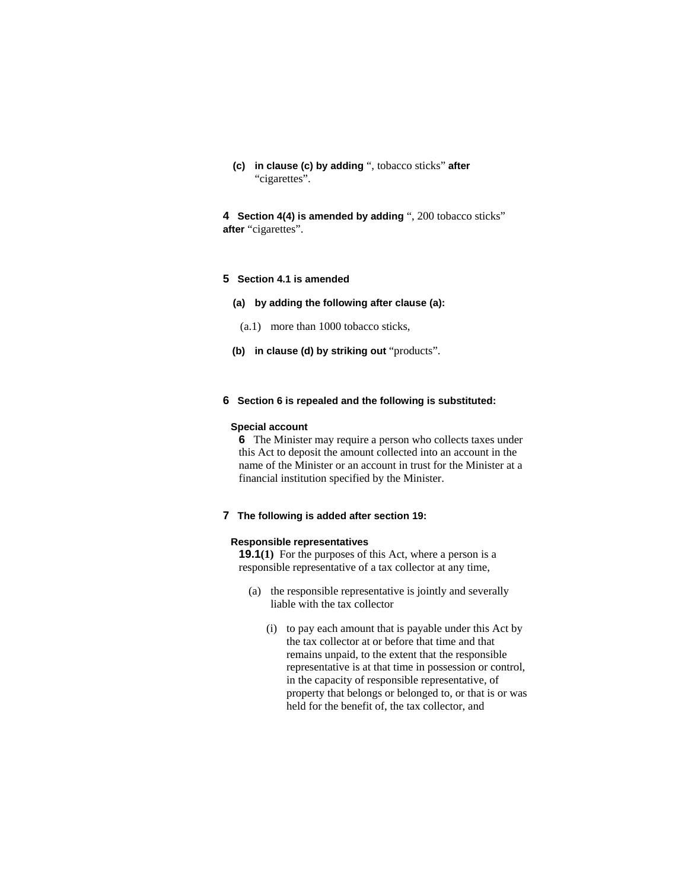**(c) in clause (c) by adding** ", tobacco sticks" **after** "cigarettes".

**4 Section 4(4) is amended by adding** ", 200 tobacco sticks" **after** "cigarettes".

**5 Section 4.1 is amended**

**(a) by adding the following after clause (a):**

(a.1) more than 1000 tobacco sticks,

**(b) in clause (d) by striking out** "products".

**6 Section 6 is repealed and the following is substituted:**

**Special account**

**6** The Minister may require a person who collects taxes under this Act to deposit the amount collected into an account in the name of the Minister or an account in trust for the Minister at a financial institution specified by the Minister.

**7 The following is added after section 19:**

**Responsible representatives**

**19.1(1)** For the purposes of this Act, where a person is a responsible representative of a tax collector at any time,

(a) the responsible representative is jointly and severally liable with the tax collector

(i) to pay each amount that is payable under this Act by the tax collector at or before that time and that remains unpaid, to the extent that the responsible representative is at that time in possession or control, in the capacity of responsible representative, of property that belongs or belonged to, or that is or was held for the benefit of, the tax collector, and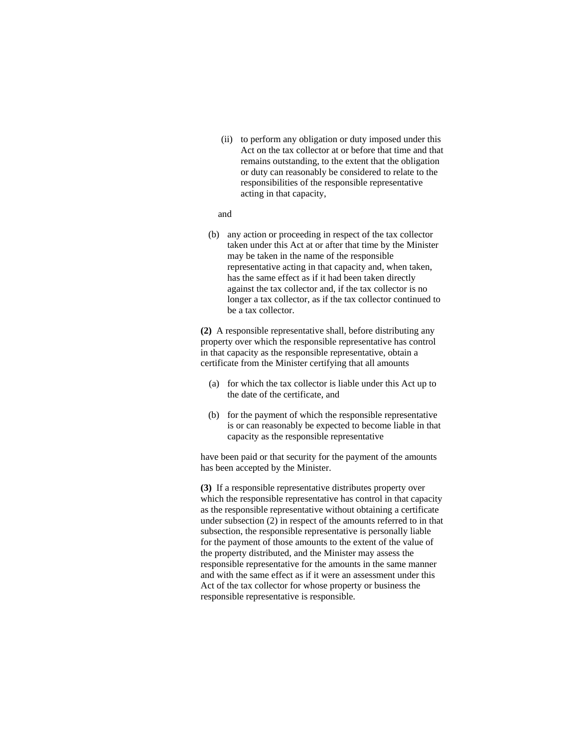(ii) to perform any obligation or duty imposed under this Act on the tax collector at or before that time and that remains outstanding, to the extent that the obligation or duty can reasonably be considered to relate to the responsibilities of the responsible representative acting in that capacity,

and

(b) any action or proceeding in respect of the tax collector taken under this Act at or after that time by the Minister may be taken in the name of the responsible representative acting in that capacity and, when taken, has the same effect as if it had been taken directly against the tax collector and, if the tax collector is no longer a tax collector, as if the tax collector continued to be a tax collector.

**(2)** A responsible representative shall, before distributing any property over which the responsible representative has control in that capacity as the responsible representative, obtain a certificate from the Minister certifying that all amounts

(a) for which the tax collector is liable under this Act up to the date of the certificate, and

(b) for the payment of which the responsible representative is or can reasonably be expected to become liable in that capacity as the responsible representative

have been paid or that security for the payment of the amounts has been accepted by the Minister.

**(3)** If a responsible representative distributes property over which the responsible representative has control in that capacity as the responsible representative without obtaining a certificate under subsection (2) in respect of the amounts referred to in that subsection, the responsible representative is personally liable for the payment of those amounts to the extent of the value of the property distributed, and the Minister may assess the responsible representative for the amounts in the same manner and with the same effect as if it were an assessment under this Act of the tax collector for whose property or business the responsible representative is responsible.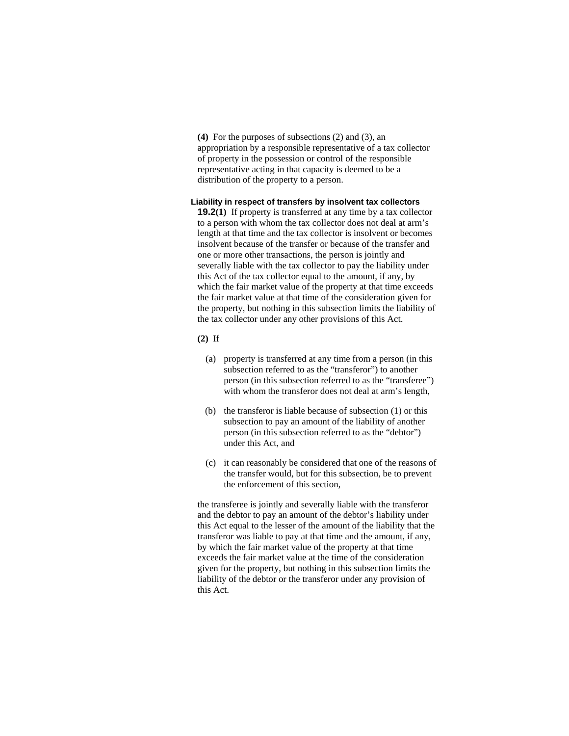**(4)** For the purposes of subsections (2) and (3), an appropriation by a responsible representative of a tax collector of property in the possession or control of the responsible representative acting in that capacity is deemed to be a distribution of the property to a person.

#### Liability in respect of transfers by insolvent tax collectors

**19.2(1)** If property is transferred at any time by a tax collector to a person with whom the tax collector does not deal at arm's length at that time and the tax collector is insolvent or becomes insolvent because of the transfer or because of the transfer and one or more other transactions, the person is jointly and severally liable with the tax collector to pay the liability under this Act of the tax collector equal to the amount, if any, by which the fair market value of the property at that time exceeds the fair market value at that time of the consideration given for the property, but nothing in this subsection limits the liability of the tax collector under any other provisions of this Act.

**(2)** If

(a) property is transferred at any time from a person (in this subsection referred to as the "transferor") to another person (in this subsection referred to as the "transferee") with whom the transferor does not deal at arm's length,

(b) the transferor is liable because of subsection (1) or this subsection to pay an amount of the liability of another person (in this subsection referred to as the "debtor") under this Act, and

(c) it can reasonably be considered that one of the reasons of the transfer would, but for this subsection, be to prevent the enforcement of this section,

the transferee is jointly and severally liable with the transferor and the debtor to pay an amount of the debtor's liability under this Act equal to the lesser of the amount of the liability that the transferor was liable to pay at that time and the amount, if any, by which the fair market value of the property at that time exceeds the fair market value at the time of the consideration given for the property, but nothing in this subsection limits the liability of the debtor or the transferor under any provision of this Act.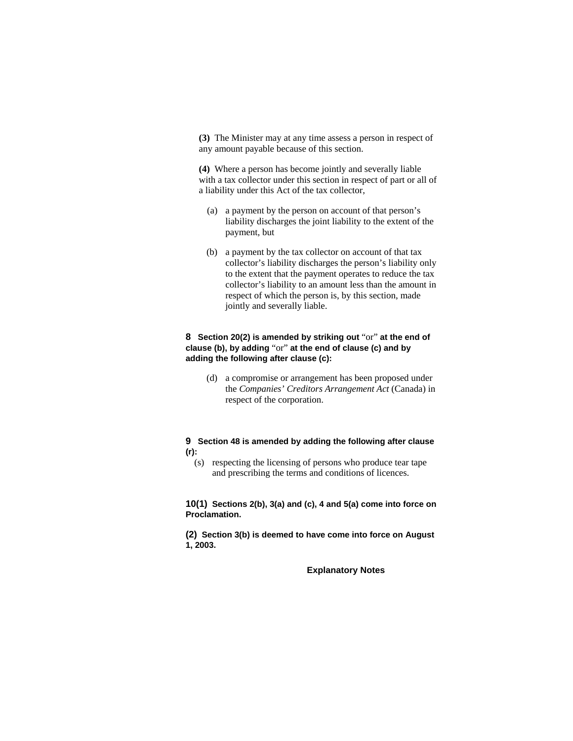**(3)** The Minister may at any time assess a person in respect of any amount payable because of this section.

**(4)** Where a person has become jointly and severally liable with a tax collector under this section in respect of part or all of a liability under this Act of the tax collector,

(a) a payment by the person on account of that person's liability discharges the joint liability to the extent of the payment, but

(b) a payment by the tax collector on account of that tax collector's liability discharges the person's liability only to the extent that the payment operates to reduce the tax collector's liability to an amount less than the amount in respect of which the person is, by this section, made jointly and severally liable.

**8 Section 20(2) is amended by striking out** "or" **at the end of clause (b), by adding** "or" **at the end of clause (c) and by adding the following after clause (c):**

(d) a compromise or arrangement has been proposed under the *Companies' Creditors Arrangement Act* (Canada) in respect of the corporation.

**9 Section 48 is amended by adding the following after clause (r):**

(s) respecting the licensing of persons who produce tear tape and prescribing the terms and conditions of licences.

**10(1) Sections 2(b), 3(a) and (c), 4 and 5(a) come into force on Proclamation.**

**(2) Section 3(b) is deemed to have come into force on August 1, 2003.**

## Explanatory Notes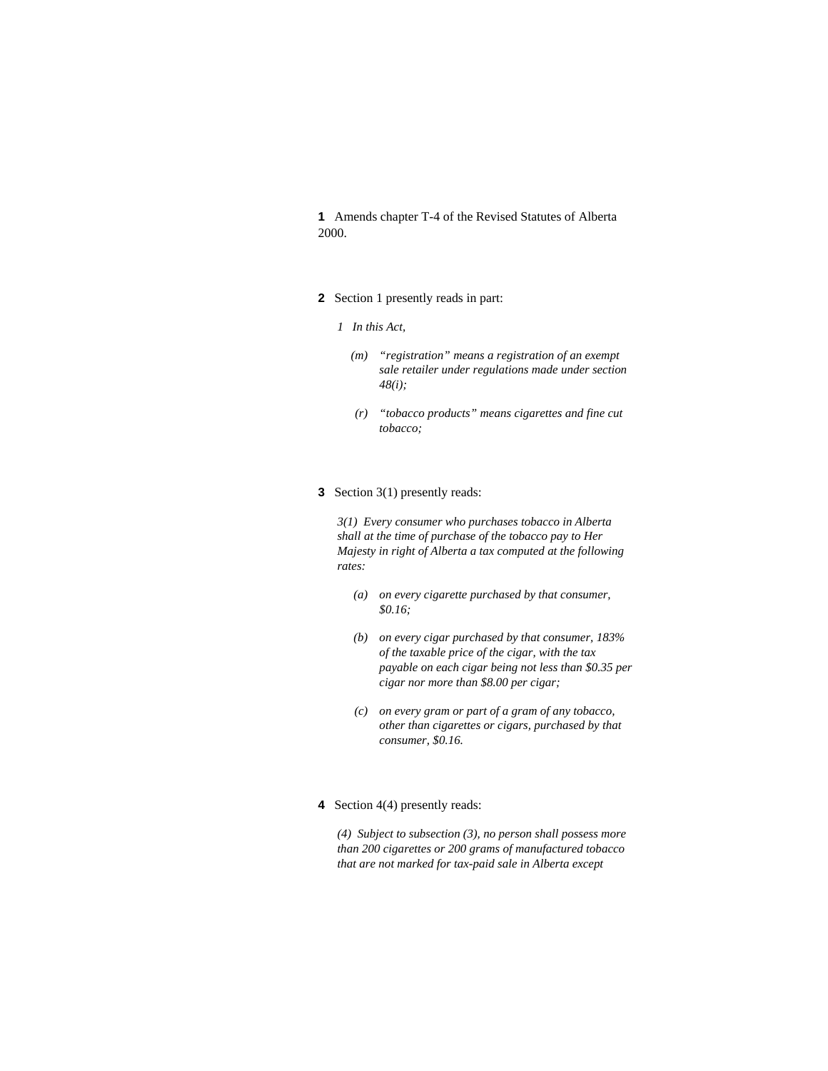**1** Amends chapter T-4 of the Revised Statutes of Alberta 2000.

**2** Section 1 presently reads in part:

*1 In this Act,*

*(m) "registration" means a registration of an exempt sale retailer under regulations made under section 48(i);*

*(r) "tobacco products" means cigarettes and fine cut tobacco;*

**3** Section 3(1) presently reads:

*3(1) Every consumer who purchases tobacco in Alberta shall at the time of purchase of the tobacco pay to Her Majesty in right of Alberta a tax computed at the following rates:*

*(a) on every cigarette purchased by that consumer, $0.16;*

*(b) on every cigar purchased by that consumer, 183% of the taxable price of the cigar, with the tax payable on each cigar being not less than $0.35 per cigar nor more than $8.00 per cigar;*

*(c) on every gram or part of a gram of any tobacco, other than cigarettes or cigars, purchased by that consumer, $0.16.*

**4** Section 4(4) presently reads:

*(4) Subject to subsection (3), no person shall possess more than 200 cigarettes or 200 grams of manufactured tobacco that are not marked for tax-paid sale in Alberta except*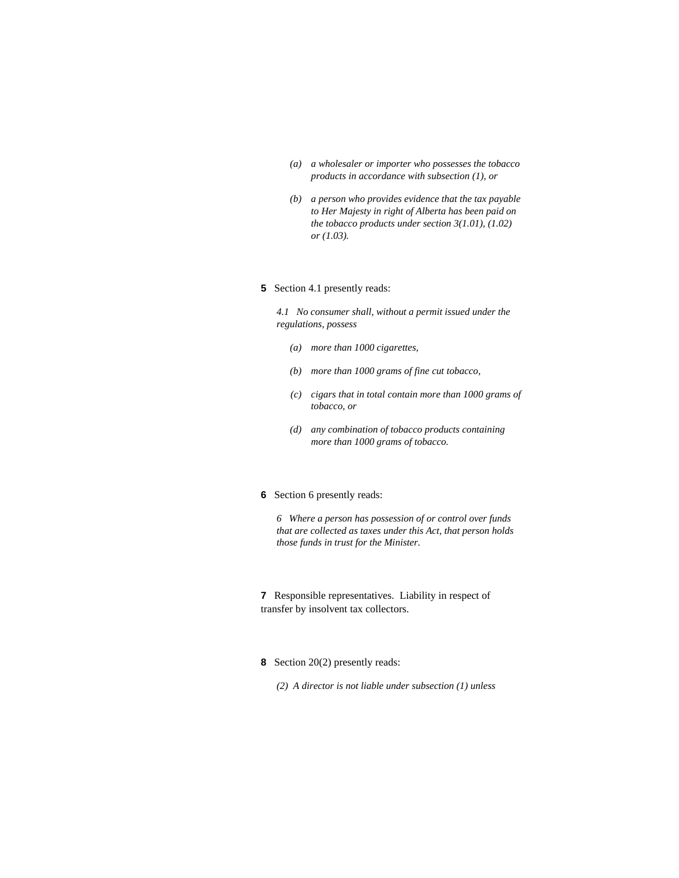*(a) a wholesaler or importer who possesses the tobacco products in accordance with subsection (1), or*

*(b) a person who provides evidence that the tax payable to Her Majesty in right of Alberta has been paid on the tobacco products under section 3(1.01), (1.02) or (1.03).*

**5** Section 4.1 presently reads:

*4.1 No consumer shall, without a permit issued under the regulations, possess*

*(a) more than 1000 cigarettes,*

*(b) more than 1000 grams of fine cut tobacco,*

*(c) cigars that in total contain more than 1000 grams of tobacco, or*

*(d) any combination of tobacco products containing more than 1000 grams of tobacco.*

**6** Section 6 presently reads:

*6 Where a person has possession of or control over funds that are collected as taxes under this Act, that person holds those funds in trust for the Minister.*

**7** Responsible representatives. Liability in respect of transfer by insolvent tax collectors.

**8** Section 20(2) presently reads:

*(2) A director is not liable under subsection (1) unless*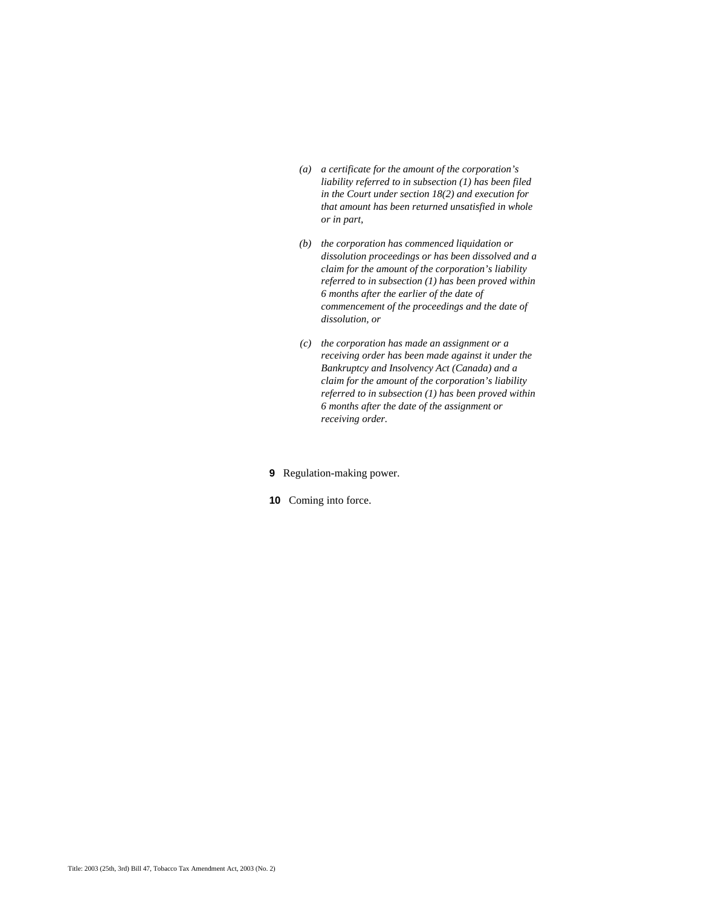*(a)* *a certificate for the amount of the corporation's liability referred to in subsection (1) has been filed in the Court under section 18(2) and execution for that amount has been returned unsatisfied in whole or in part,*

*(b)* *the corporation has commenced liquidation or dissolution proceedings or has been dissolved and a claim for the amount of the corporation's liability referred to in subsection (1) has been proved within 6 months after the earlier of the date of commencement of the proceedings and the date of dissolution, or*

*(c)* *the corporation has made an assignment or a receiving order has been made against it under the Bankruptcy and Insolvency Act (Canada) and a claim for the amount of the corporation's liability referred to in subsection (1) has been proved within 6 months after the date of the assignment or receiving order.*

**9** Regulation-making power.

**10** Coming into force.